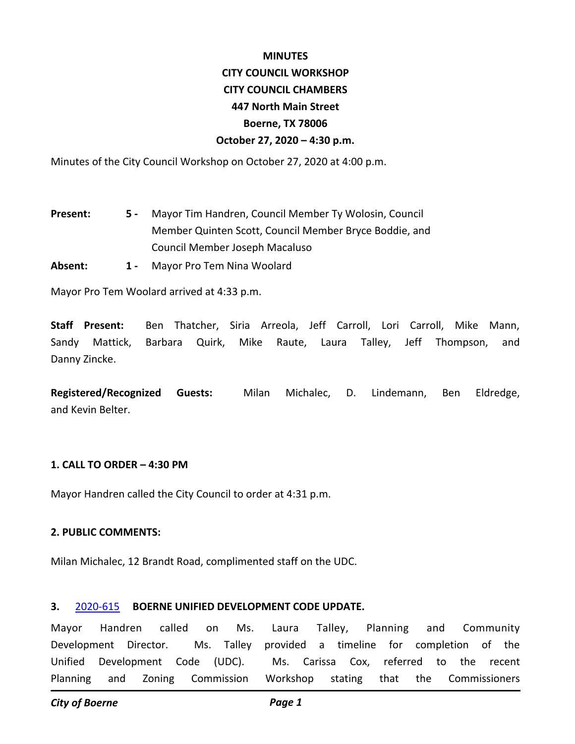**MINUTES**
**CITY COUNCIL WORKSHOP**
**CITY COUNCIL CHAMBERS**
**447 North Main Street**
**Boerne, TX 78006**
**October 27, 2020 – 4:30 p.m.**

Minutes of the City Council Workshop on October 27, 2020 at 4:00 p.m.

**Present:** **5 -** Mayor Tim Handren, Council Member Ty Wolosin, Council Member Quinten Scott, Council Member Bryce Boddie, and Council Member Joseph Macaluso

**Absent:** **1 -** Mayor Pro Tem Nina Woolard

Mayor Pro Tem Woolard arrived at 4:33 p.m.

**Staff Present:** Ben Thatcher, Siria Arreola, Jeff Carroll, Lori Carroll, Mike Mann, Sandy Mattick, Barbara Quirk, Mike Raute, Laura Talley, Jeff Thompson, and Danny Zincke.

**Registered/Recognized Guests:** Milan Michalec, D. Lindemann, Ben Eldredge, and Kevin Belter.

**1. CALL TO ORDER – 4:30 PM**

Mayor Handren called the City Council to order at 4:31 p.m.

**2. PUBLIC COMMENTS:**

Milan Michalec, 12 Brandt Road, complimented staff on the UDC.

**3.** 2020-615 **BOERNE UNIFIED DEVELOPMENT CODE UPDATE.**

Mayor Handren called on Ms. Laura Talley, Planning and Community Development Director. Ms. Talley provided a timeline for completion of the Unified Development Code (UDC). Ms. Carissa Cox, referred to the recent Planning and Zoning Commission Workshop stating that the Commissioners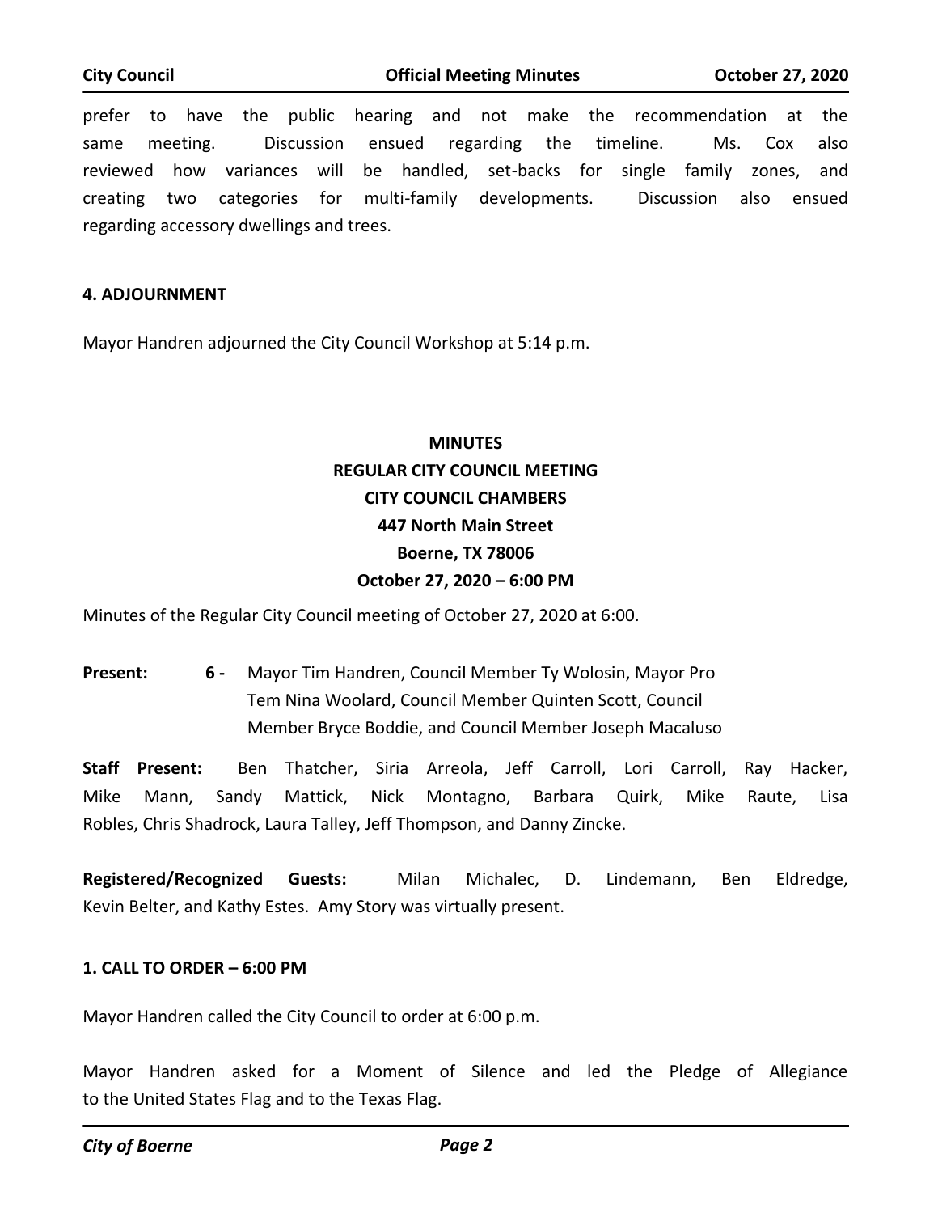prefer to have the public hearing and not make the recommendation at the same meeting. Discussion ensued regarding the timeline. Ms. Cox also reviewed how variances will be handled, set-backs for single family zones, and creating two categories for multi-family developments. Discussion also ensued regarding accessory dwellings and trees.

**4. ADJOURNMENT**

Mayor Handren adjourned the City Council Workshop at 5:14 p.m.

**MINUTES**
**REGULAR CITY COUNCIL MEETING**
**CITY COUNCIL CHAMBERS**
**447 North Main Street**
**Boerne, TX 78006**
**October 27, 2020 – 6:00 PM**

Minutes of the Regular City Council meeting of October 27, 2020 at 6:00.

**Present:** **6 -** Mayor Tim Handren, Council Member Ty Wolosin, Mayor Pro Tem Nina Woolard, Council Member Quinten Scott, Council Member Bryce Boddie, and Council Member Joseph Macaluso

**Staff Present:** Ben Thatcher, Siria Arreola, Jeff Carroll, Lori Carroll, Ray Hacker, Mike Mann, Sandy Mattick, Nick Montagno, Barbara Quirk, Mike Raute, Lisa Robles, Chris Shadrock, Laura Talley, Jeff Thompson, and Danny Zincke.

**Registered/Recognized Guests:** Milan Michalec, D. Lindemann, Ben Eldredge, Kevin Belter, and Kathy Estes. Amy Story was virtually present.

**1. CALL TO ORDER – 6:00 PM**

Mayor Handren called the City Council to order at 6:00 p.m.

Mayor Handren asked for a Moment of Silence and led the Pledge of Allegiance to the United States Flag and to the Texas Flag.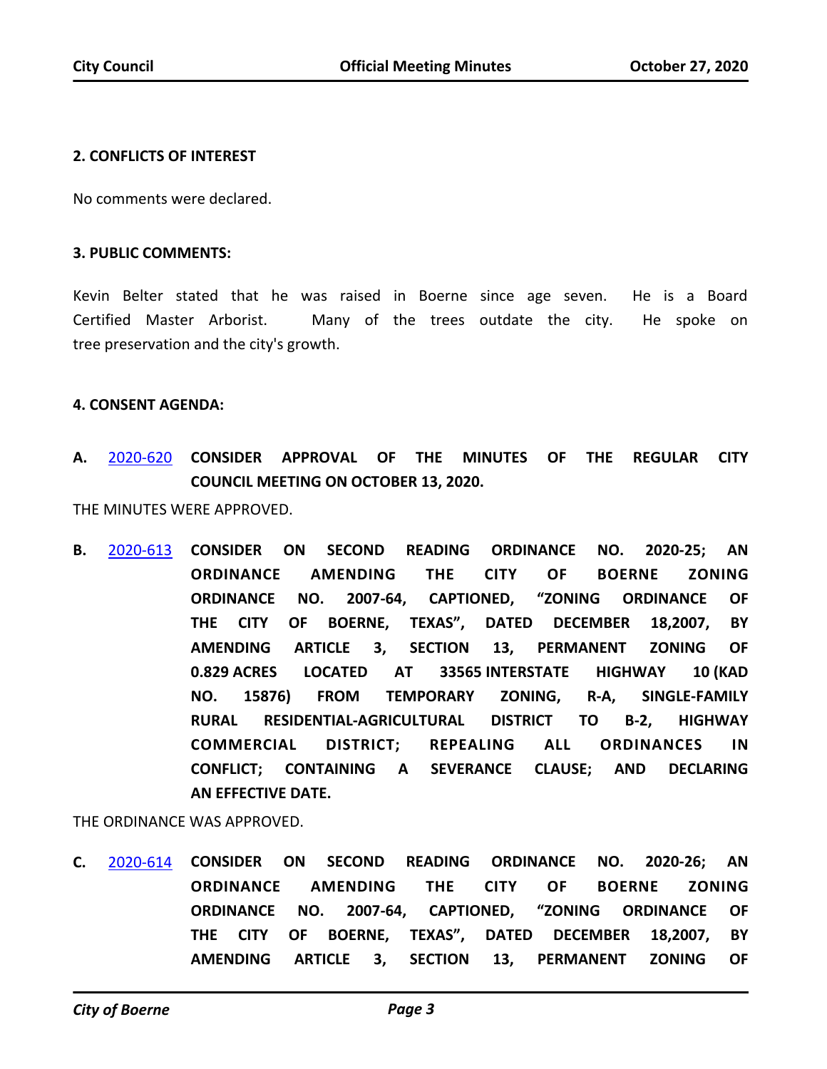**2. CONFLICTS OF INTEREST**

No comments were declared.

**3. PUBLIC COMMENTS:**

Kevin Belter stated that he was raised in Boerne since age seven. He is a Board Certified Master Arborist. Many of the trees outdate the city. He spoke on tree preservation and the city's growth.

**4. CONSENT AGENDA:**

**A.** 2020-620 **CONSIDER APPROVAL OF THE MINUTES OF THE REGULAR CITY COUNCIL MEETING ON OCTOBER 13, 2020.**

THE MINUTES WERE APPROVED.

**B.** 2020-613 **CONSIDER ON SECOND READING ORDINANCE NO. 2020-25; AN ORDINANCE AMENDING THE CITY OF BOERNE ZONING ORDINANCE NO. 2007-64, CAPTIONED, "ZONING ORDINANCE OF THE CITY OF BOERNE, TEXAS", DATED DECEMBER 18,2007, BY AMENDING ARTICLE 3, SECTION 13, PERMANENT ZONING OF 0.829 ACRES LOCATED AT 33565 INTERSTATE HIGHWAY 10 (KAD NO. 15876) FROM TEMPORARY ZONING, R-A, SINGLE-FAMILY RURAL RESIDENTIAL-AGRICULTURAL DISTRICT TO B-2, HIGHWAY COMMERCIAL DISTRICT; REPEALING ALL ORDINANCES IN CONFLICT; CONTAINING A SEVERANCE CLAUSE; AND DECLARING AN EFFECTIVE DATE.**

THE ORDINANCE WAS APPROVED.

**C.** 2020-614 **CONSIDER ON SECOND READING ORDINANCE NO. 2020-26; AN ORDINANCE AMENDING THE CITY OF BOERNE ZONING ORDINANCE NO. 2007-64, CAPTIONED, "ZONING ORDINANCE OF THE CITY OF BOERNE, TEXAS", DATED DECEMBER 18,2007, BY AMENDING ARTICLE 3, SECTION 13, PERMANENT ZONING OF**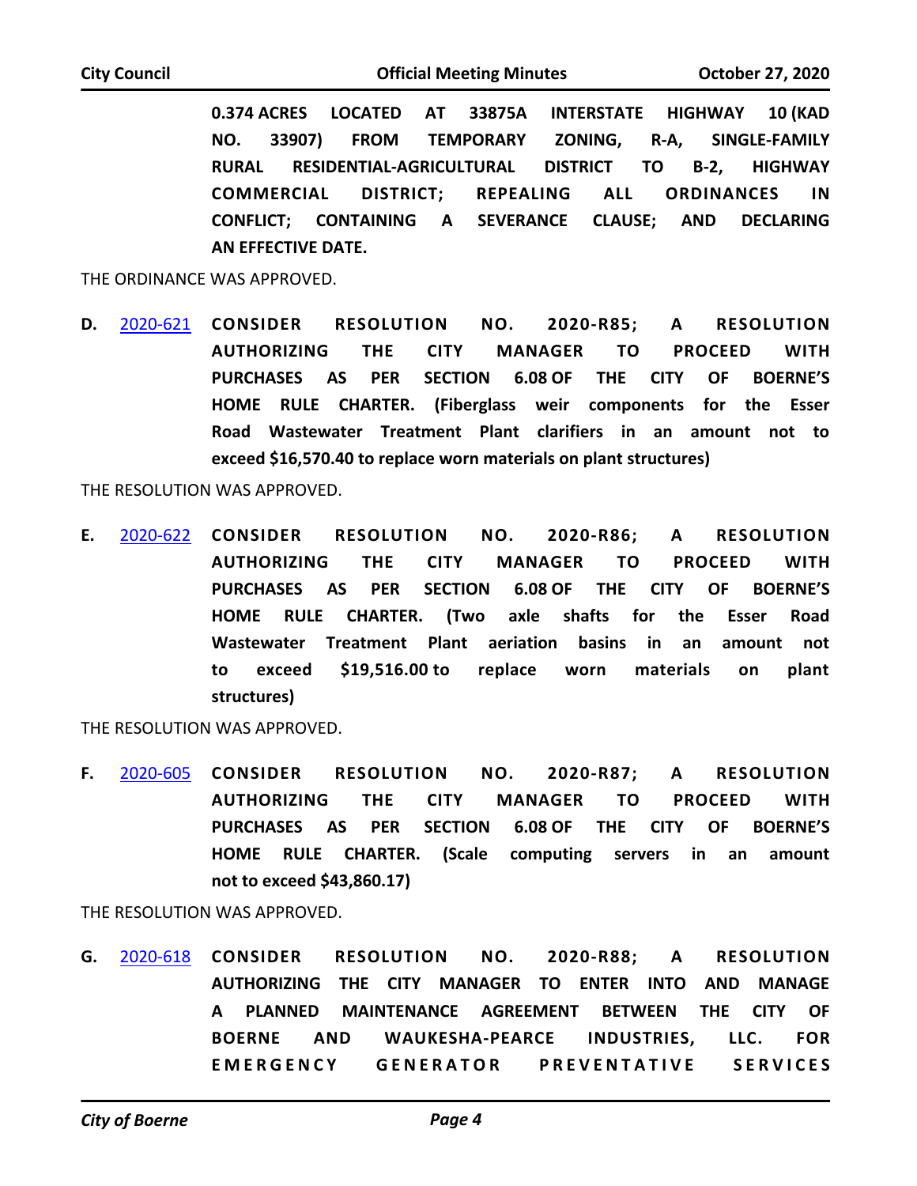**0.374 ACRES LOCATED AT 33875A INTERSTATE HIGHWAY 10 (KAD NO. 33907) FROM TEMPORARY ZONING, R-A, SINGLE-FAMILY RURAL RESIDENTIAL-AGRICULTURAL DISTRICT TO B-2, HIGHWAY COMMERCIAL DISTRICT; REPEALING ALL ORDINANCES IN CONFLICT; CONTAINING A SEVERANCE CLAUSE; AND DECLARING AN EFFECTIVE DATE.**

THE ORDINANCE WAS APPROVED.

**D.** 2020-621 **CONSIDER RESOLUTION NO. 2020-R85; A RESOLUTION AUTHORIZING THE CITY MANAGER TO PROCEED WITH PURCHASES AS PER SECTION 6.08 OF THE CITY OF BOERNE'S HOME RULE CHARTER. (Fiberglass weir components for the Esser Road Wastewater Treatment Plant clarifiers in an amount not to exceed $16,570.40 to replace worn materials on plant structures)**

THE RESOLUTION WAS APPROVED.

**E.** 2020-622 **CONSIDER RESOLUTION NO. 2020-R86; A RESOLUTION AUTHORIZING THE CITY MANAGER TO PROCEED WITH PURCHASES AS PER SECTION 6.08 OF THE CITY OF BOERNE'S HOME RULE CHARTER. (Two axle shafts for the Esser Road Wastewater Treatment Plant aeration basins in an amount not to exceed $19,516.00 to replace worn materials on plant structures)**

THE RESOLUTION WAS APPROVED.

**F.** 2020-605 **CONSIDER RESOLUTION NO. 2020-R87; A RESOLUTION AUTHORIZING THE CITY MANAGER TO PROCEED WITH PURCHASES AS PER SECTION 6.08 OF THE CITY OF BOERNE'S HOME RULE CHARTER. (Scale computing servers in an amount not to exceed $43,860.17)**

THE RESOLUTION WAS APPROVED.

**G.** 2020-618 **CONSIDER RESOLUTION NO. 2020-R88; A RESOLUTION AUTHORIZING THE CITY MANAGER TO ENTER INTO AND MANAGE A PLANNED MAINTENANCE AGREEMENT BETWEEN THE CITY OF BOERNE AND WAUKESHA-PEARCE INDUSTRIES, LLC. FOR EMERGENCY GENERATOR PREVENTATIVE SERVICES**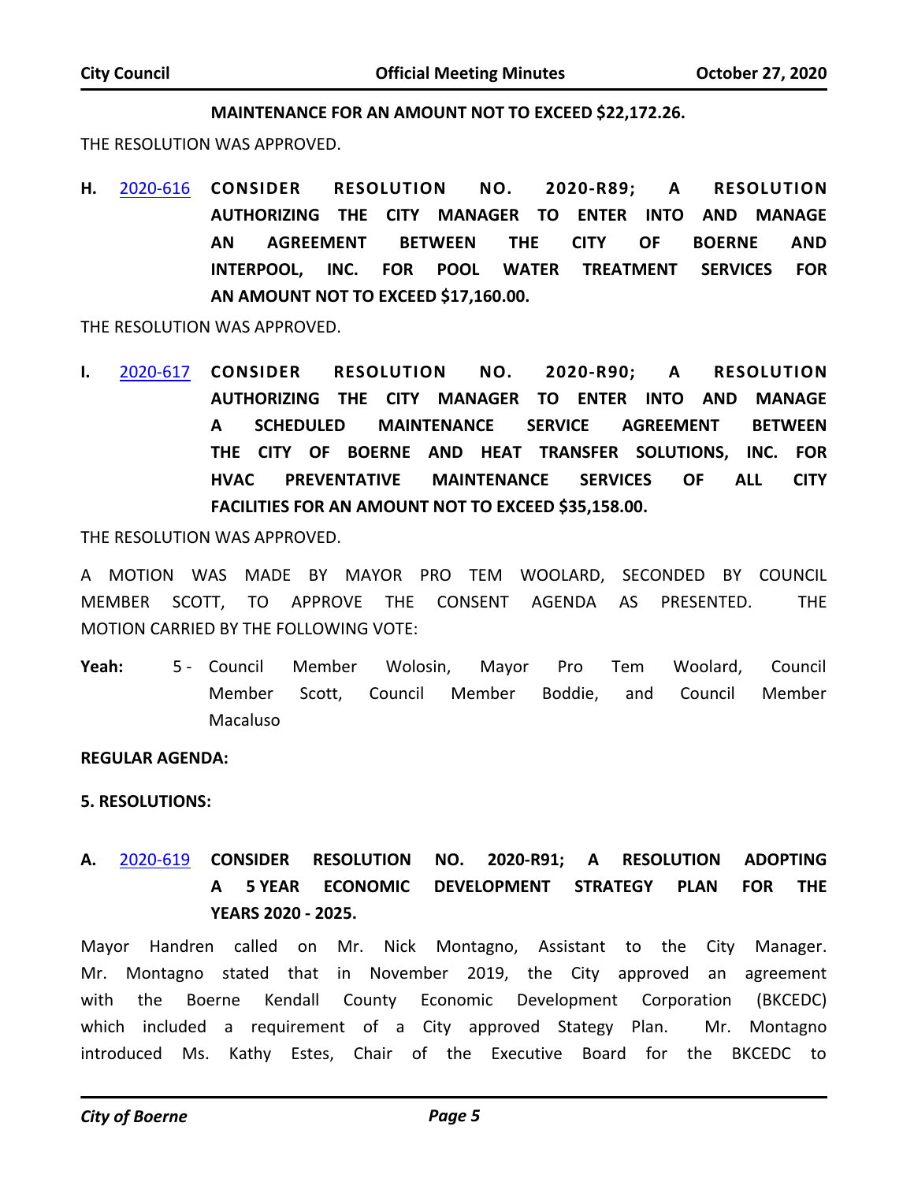**MAINTENANCE FOR AN AMOUNT NOT TO EXCEED $22,172.26.**

THE RESOLUTION WAS APPROVED.

**H.** 2020-616 **CONSIDER RESOLUTION NO. 2020-R89; A RESOLUTION AUTHORIZING THE CITY MANAGER TO ENTER INTO AND MANAGE AN AGREEMENT BETWEEN THE CITY OF BOERNE AND INTERPOOL, INC. FOR POOL WATER TREATMENT SERVICES FOR AN AMOUNT NOT TO EXCEED $17,160.00.**

THE RESOLUTION WAS APPROVED.

**I.** 2020-617 **CONSIDER RESOLUTION NO. 2020-R90; A RESOLUTION AUTHORIZING THE CITY MANAGER TO ENTER INTO AND MANAGE A SCHEDULED MAINTENANCE SERVICE AGREEMENT BETWEEN THE CITY OF BOERNE AND HEAT TRANSFER SOLUTIONS, INC. FOR HVAC PREVENTATIVE MAINTENANCE SERVICES OF ALL CITY FACILITIES FOR AN AMOUNT NOT TO EXCEED $35,158.00.**

THE RESOLUTION WAS APPROVED.

A MOTION WAS MADE BY MAYOR PRO TEM WOOLARD, SECONDED BY COUNCIL MEMBER SCOTT, TO APPROVE THE CONSENT AGENDA AS PRESENTED. THE MOTION CARRIED BY THE FOLLOWING VOTE:

**Yeah:** 5 - Council Member Wolosin, Mayor Pro Tem Woolard, Council Member Scott, Council Member Boddie, and Council Member Macaluso

**REGULAR AGENDA:**

**5. RESOLUTIONS:**

**A.** 2020-619 **CONSIDER RESOLUTION NO. 2020-R91; A RESOLUTION ADOPTING A 5 YEAR ECONOMIC DEVELOPMENT STRATEGY PLAN FOR THE YEARS 2020 - 2025.**

Mayor Handren called on Mr. Nick Montagno, Assistant to the City Manager. Mr. Montagno stated that in November 2019, the City approved an agreement with the Boerne Kendall County Economic Development Corporation (BKCEDC) which included a requirement of a City approved Stategy Plan. Mr. Montagno introduced Ms. Kathy Estes, Chair of the Executive Board for the BKCEDC to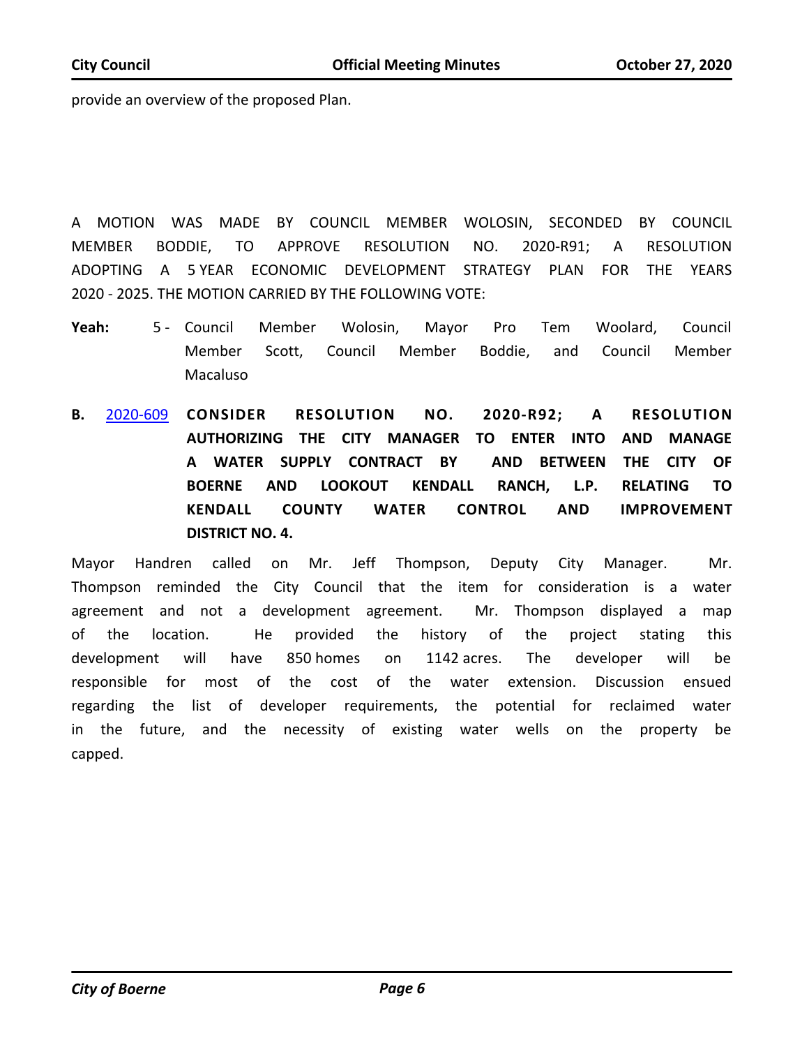provide an overview of the proposed Plan.

A MOTION WAS MADE BY COUNCIL MEMBER WOLOSIN, SECONDED BY COUNCIL MEMBER BODDIE, TO APPROVE RESOLUTION NO. 2020-R91; A RESOLUTION ADOPTING A 5 YEAR ECONOMIC DEVELOPMENT STRATEGY PLAN FOR THE YEARS 2020 - 2025. THE MOTION CARRIED BY THE FOLLOWING VOTE:

**Yeah:** 5 - Council Member Wolosin, Mayor Pro Tem Woolard, Council Member Scott, Council Member Boddie, and Council Member Macaluso

**B.** [2020-609] **CONSIDER RESOLUTION NO. 2020-R92; A RESOLUTION AUTHORIZING THE CITY MANAGER TO ENTER INTO AND MANAGE A WATER SUPPLY CONTRACT BY AND BETWEEN THE CITY OF BOERNE AND LOOKOUT KENDALL RANCH, L.P. RELATING TO KENDALL COUNTY WATER CONTROL AND IMPROVEMENT DISTRICT NO. 4.**

Mayor Handren called on Mr. Jeff Thompson, Deputy City Manager. Mr. Thompson reminded the City Council that the item for consideration is a water agreement and not a development agreement. Mr. Thompson displayed a map of the location. He provided the history of the project stating this development will have 850 homes on 1142 acres. The developer will be responsible for most of the cost of the water extension. Discussion ensued regarding the list of developer requirements, the potential for reclaimed water in the future, and the necessity of existing water wells on the property be capped.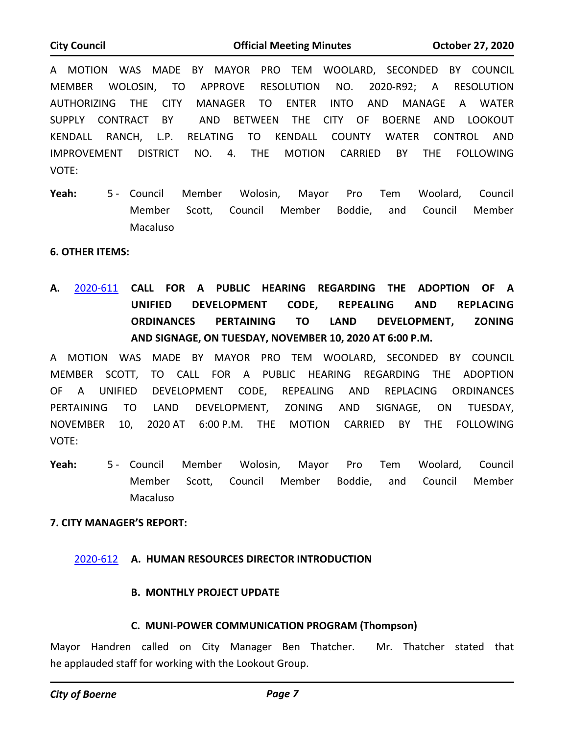A MOTION WAS MADE BY MAYOR PRO TEM WOOLARD, SECONDED BY COUNCIL MEMBER WOLOSIN, TO APPROVE RESOLUTION NO. 2020-R92; A RESOLUTION AUTHORIZING THE CITY MANAGER TO ENTER INTO AND MANAGE A WATER SUPPLY CONTRACT BY AND BETWEEN THE CITY OF BOERNE AND LOOKOUT KENDALL RANCH, L.P. RELATING TO KENDALL COUNTY WATER CONTROL AND IMPROVEMENT DISTRICT NO. 4. THE MOTION CARRIED BY THE FOLLOWING VOTE:

**Yeah:** 5 - Council Member Wolosin, Mayor Pro Tem Woolard, Council Member Scott, Council Member Boddie, and Council Member Macaluso

**6. OTHER ITEMS:**

**A.** 2020-611 **CALL FOR A PUBLIC HEARING REGARDING THE ADOPTION OF A UNIFIED DEVELOPMENT CODE, REPEALING AND REPLACING ORDINANCES PERTAINING TO LAND DEVELOPMENT, ZONING AND SIGNAGE, ON TUESDAY, NOVEMBER 10, 2020 AT 6:00 P.M.**

A MOTION WAS MADE BY MAYOR PRO TEM WOOLARD, SECONDED BY COUNCIL MEMBER SCOTT, TO CALL FOR A PUBLIC HEARING REGARDING THE ADOPTION OF A UNIFIED DEVELOPMENT CODE, REPEALING AND REPLACING ORDINANCES PERTAINING TO LAND DEVELOPMENT, ZONING AND SIGNAGE, ON TUESDAY, NOVEMBER 10, 2020 AT 6:00 P.M. THE MOTION CARRIED BY THE FOLLOWING VOTE:

**Yeah:** 5 - Council Member Wolosin, Mayor Pro Tem Woolard, Council Member Scott, Council Member Boddie, and Council Member Macaluso

**7. CITY MANAGER'S REPORT:**

2020-612 **A. HUMAN RESOURCES DIRECTOR INTRODUCTION**

**B. MONTHLY PROJECT UPDATE**

**C. MUNI-POWER COMMUNICATION PROGRAM (Thompson)**

Mayor Handren called on City Manager Ben Thatcher. Mr. Thatcher stated that he applauded staff for working with the Lookout Group.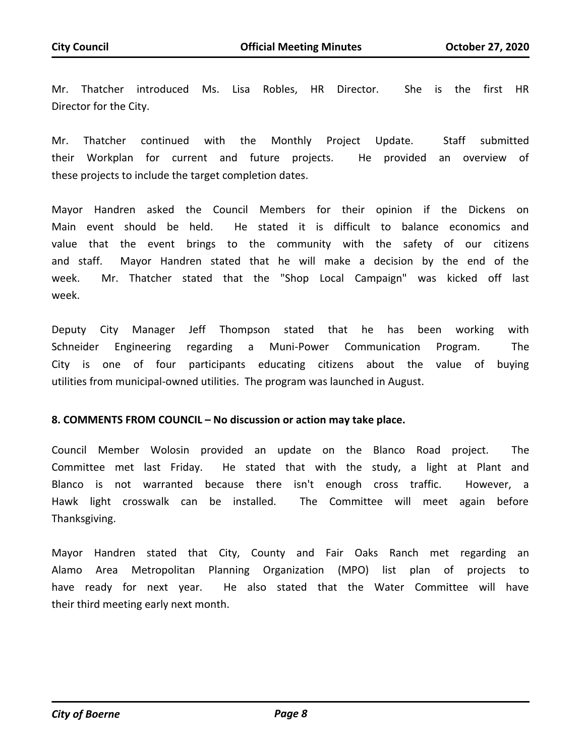Mr. Thatcher introduced Ms. Lisa Robles, HR Director. She is the first HR Director for the City.

Mr. Thatcher continued with the Monthly Project Update. Staff submitted their Workplan for current and future projects. He provided an overview of these projects to include the target completion dates.

Mayor Handren asked the Council Members for their opinion if the Dickens on Main event should be held. He stated it is difficult to balance economics and value that the event brings to the community with the safety of our citizens and staff. Mayor Handren stated that he will make a decision by the end of the week. Mr. Thatcher stated that the "Shop Local Campaign" was kicked off last week.

Deputy City Manager Jeff Thompson stated that he has been working with Schneider Engineering regarding a Muni-Power Communication Program. The City is one of four participants educating citizens about the value of buying utilities from municipal-owned utilities. The program was launched in August.

**8. COMMENTS FROM COUNCIL – No discussion or action may take place.**

Council Member Wolosin provided an update on the Blanco Road project. The Committee met last Friday. He stated that with the study, a light at Plant and Blanco is not warranted because there isn't enough cross traffic. However, a Hawk light crosswalk can be installed. The Committee will meet again before Thanksgiving.

Mayor Handren stated that City, County and Fair Oaks Ranch met regarding an Alamo Area Metropolitan Planning Organization (MPO) list plan of projects to have ready for next year. He also stated that the Water Committee will have their third meeting early next month.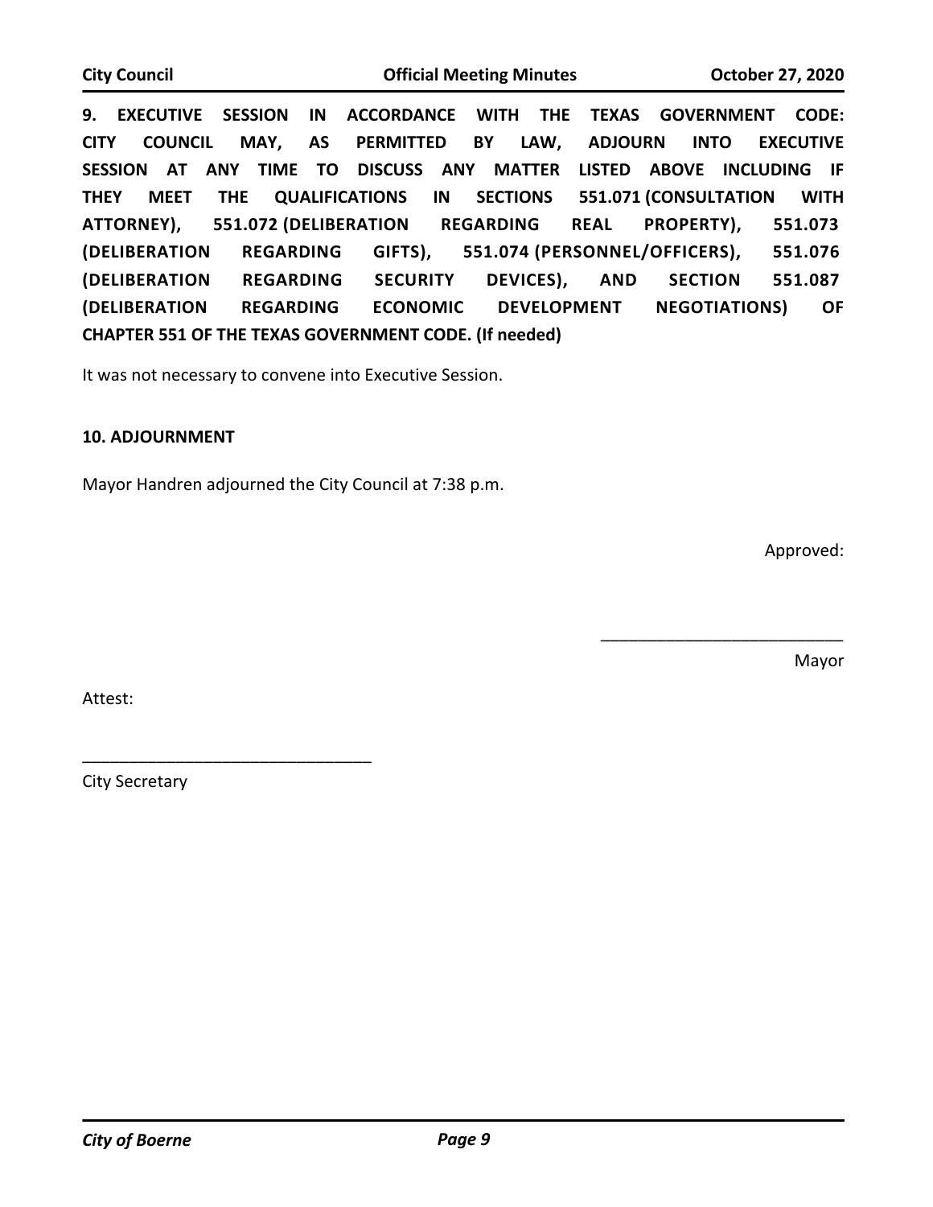**9. EXECUTIVE SESSION IN ACCORDANCE WITH THE TEXAS GOVERNMENT CODE: CITY COUNCIL MAY, AS PERMITTED BY LAW, ADJOURN INTO EXECUTIVE SESSION AT ANY TIME TO DISCUSS ANY MATTER LISTED ABOVE INCLUDING IF THEY MEET THE QUALIFICATIONS IN SECTIONS 551.071 (CONSULTATION WITH ATTORNEY), 551.072 (DELIBERATION REGARDING REAL PROPERTY), 551.073 (DELIBERATION REGARDING GIFTS), 551.074 (PERSONNEL/OFFICERS), 551.076 (DELIBERATION REGARDING SECURITY DEVICES), AND SECTION 551.087 (DELIBERATION REGARDING ECONOMIC DEVELOPMENT NEGOTIATIONS) OF CHAPTER 551 OF THE TEXAS GOVERNMENT CODE. (If needed)**

It was not necessary to convene into Executive Session.

**10. ADJOURNMENT**

Mayor Handren adjourned the City Council at 7:38 p.m.

Approved:

\_\_\_\_\_\_\_\_\_\_\_\_\_\_\_\_\_\_\_\_\_\_\_\_\_\_

Mayor

Attest:

\_\_\_\_\_\_\_\_\_\_\_\_\_\_\_\_\_\_\_\_\_\_\_\_\_\_\_\_\_\_\_

City Secretary